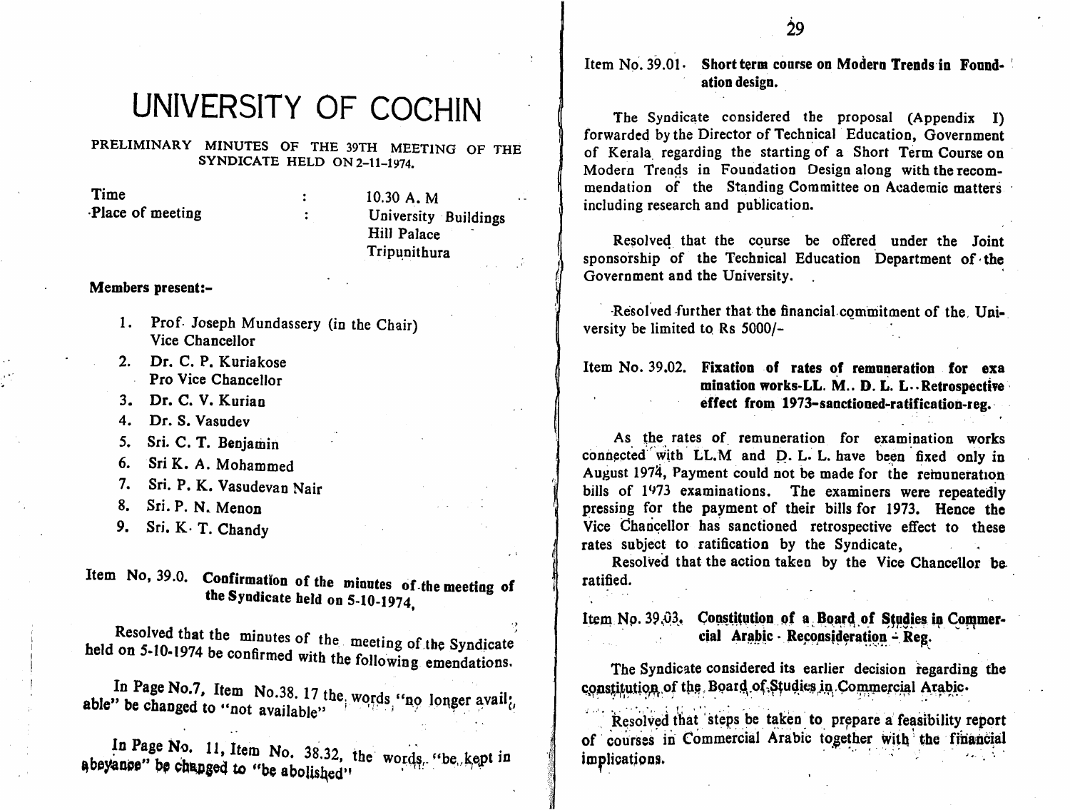# UNIVERSITY OF COCHIN

PRELIMINARY MINUTES OF THE 39TH MEETING OF THE SYNDICATE HELD ON 2-11-1974.

| | | |
|---|---|---|
| Time | : | 10.30 A. M |
| Place of meeting | : | University Buildings Hill Palace Tripunithura |

**Members present:-**

1. Prof. Joseph Mundassery (in the Chair) Vice Chancellor
2. Dr. C. P. Kuriakose Pro Vice Chancellor
3. Dr. C. V. Kurian
4. Dr. S. Vasudev
5. Sri. C. T. Benjamin
6. Sri K. A. Mohammed
7. Sri. P. K. Vasudevan Nair
8. Sri. P. N. Menon
9. Sri. K. T. Chandy

Item No, 39.0. **Confirmation of the minutes of the meeting of the Syndicate held on 5-10-1974,**

Resolved that the minutes of the meeting of the Syndicate held on 5-10-1974 be confirmed with the following emendations.

In Page No.7, Item No.38. 17 the words "no longer available" be changed to "not available"

In Page No. 11, Item No. 38.32, the words "be kept in abeyance" be changed to "be abolished"

Item No. 39.01. **Short term course on Modern Trends in Foundation design.**

The Syndicate considered the proposal (Appendix I) forwarded by the Director of Technical Education, Government of Kerala regarding the starting of a Short Term Course on Modern Trends in Foundation Design along with the recommendation of the Standing Committee on Academic matters including research and publication.

Resolved that the course be offered under the Joint sponsorship of the Technical Education Department of the Government and the University.

Resolved further that the financial commitment of the University be limited to Rs 5000/-

Item No. 39.02. **Fixation of rates of remuneration for examination works-LL. M.. D. L. L. Retrospective effect from 1973-sanctioned-ratification-reg.**

As the rates of remuneration for examination works connected with LL.M and D. L. L. have been fixed only in August 1974, Payment could not be made for the remuneration bills of 1973 examinations. The examiners were repeatedly pressing for the payment of their bills for 1973. Hence the Vice Chancellor has sanctioned retrospective effect to these rates subject to ratification by the Syndicate,

Resolved that the action taken by the Vice Chancellor be ratified.

Item No. 39.03. **Constitution of a Board of Studies in Commercial Arabic - Reconsideration - Reg.**

The Syndicate considered its earlier decision regarding the constitution of the Board of Studies in Commercial Arabic.

Resolved that steps be taken to prepare a feasibility report of courses in Commercial Arabic together with the financial implications.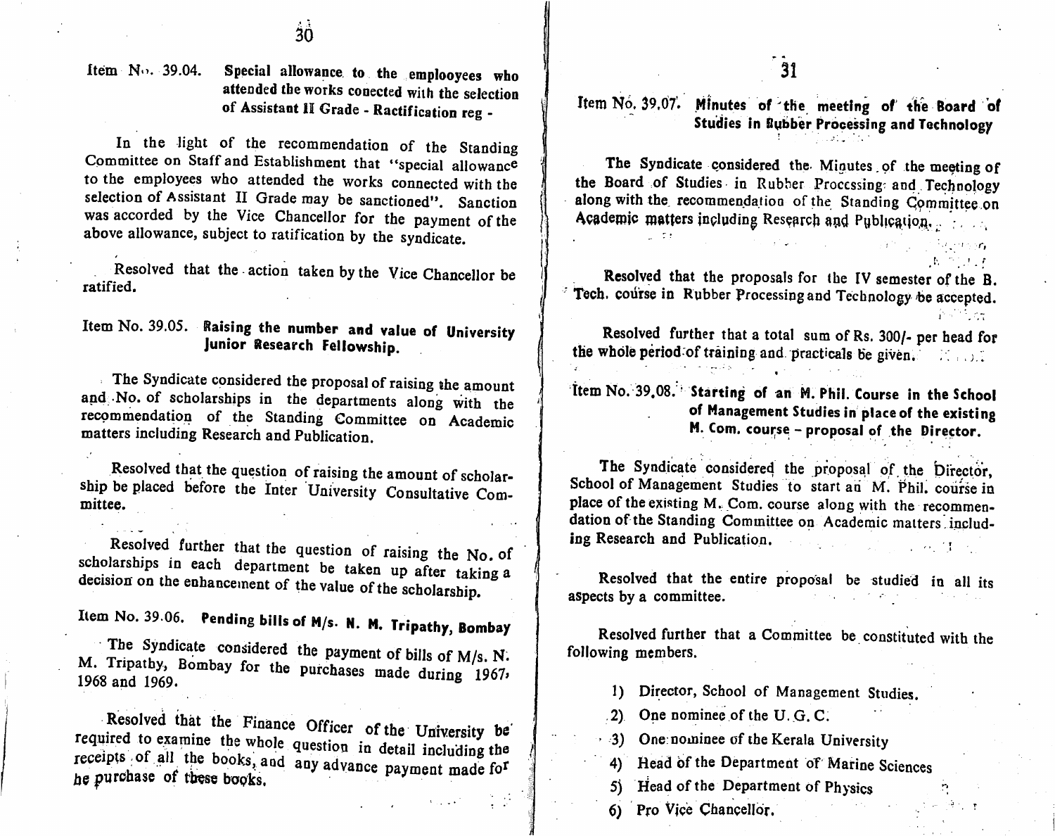Item No. 39.04. **Special allowance to the emplooyees who attended the works conected with the selection of Assistant II Grade - Ractification reg -**

In the light of the recommendation of the Standing Committee on Staff and Establishment that "special allowance to the employees who attended the works connected with the selection of Assistant II Grade may be sanctioned". Sanction was accorded by the Vice Chancellor for the payment of the above allowance, subject to ratification by the syndicate.

Resolved that the action taken by the Vice Chancellor be ratified.

Item No. 39.05. **Raising the number and value of University Junior Research Fellowship.**

The Syndicate considered the proposal of raising the amount and No. of scholarships in the departments along with the recommendation of the Standing Committee on Academic matters including Research and Publication.

Resolved that the question of raising the amount of scholarship be placed before the Inter University Consultative Committee.

Resolved further that the question of raising the No. of scholarships in each department be taken up after taking a decision on the enhancement of the value of the scholarship.

Item No. 39.06. **Pending bills of M/s. N. M. Tripathy, Bombay**

The Syndicate considered the payment of bills of M/s. N. M. Tripathy, Bombay for the purchases made during 1967, 1968 and 1969.

Resolved that the Finance Officer of the University be required to examine the whole question in detail including the receipts of all the books, and any advance payment made for he purchase of these books.

Item No. 39.07. **Minutes of the meeting of the Board of Studies in Rubber Processing and Technology**

The Syndicate considered the Minutes of the meeting of the Board of Studies in Rubber Processing and Technology along with the recommendation of the Standing Committee on Academic matters including Research and Publication.

**Resolved that the proposals for the IV semester of the B. Tech. course in Rubber Processing and Technology be accepted.**

**Resolved further that a total sum of Rs. 300/- per head for the whole period of training and practicals be given.**

Item No. 39.08. **Starting of an M. Phil. Course in the School of Management Studies in place of the existing M. Com. course - proposal of the Director.**

The Syndicate considered the proposal of the Director, School of Management Studies to start an M. Phil. course in place of the existing M. Com. course along with the recommendation of the Standing Committee on Academic matters including Research and Publication.

Resolved that the entire proposal be studied in all its aspects by a committee.

Resolved further that a Committee be constituted with the following members.

1) Director, School of Management Studies.
2) One nominee of the U. G. C.
3) One nominee of the Kerala University
4) Head of the Department of Marine Sciences
5) Head of the Department of Physics
6) Pro Vice Chancellor.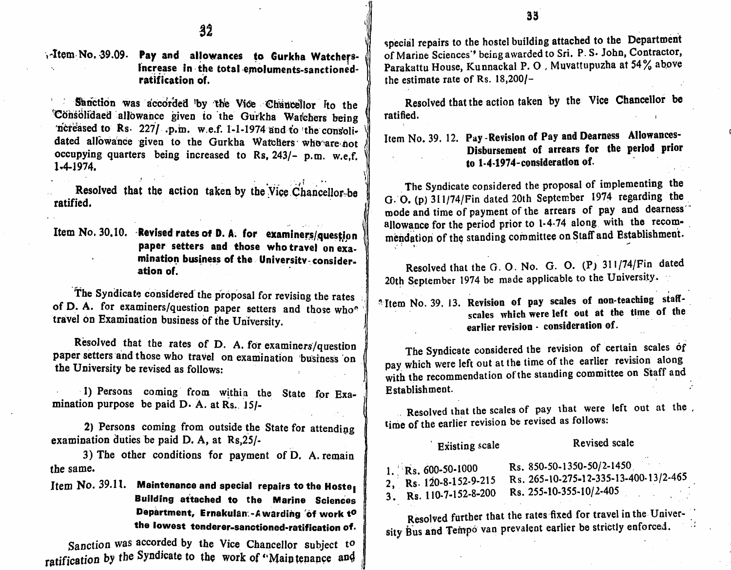**Item No. 39.09. Pay and allowances to Gurkha Watchers-increase in the total emoluments-sanctioned-ratification of.**

Sanction was accorded by the Vice Chancellor to the Consolidaed allowance given to the Gurkha Watchers being ncreased to Rs. 227/ .p.m. w.e.f. 1-1-1974 and to the consolidated allowance given to the Gurkha Watchers who are not occupying quarters being increased to Rs, 243/- p.m. w.e.f. 1-4-1974.

Resolved that the action taken by the Vice Chancellor be ratified.

**Item No. 30.10. Revised rates of D. A. for examiners/question paper setters and those who travel on examination business of the University-consideration of.**

The Syndicate considered the proposal for revising the rates of D. A. for examiners/question paper setters and those who travel on Examination business of the University.

Resolved that the rates of D. A. for examiners/question paper setters and those who travel on examination business on the University be revised as follows:

1) Persons coming from within the State for Examination purpose be paid D. A. at Rs. 15/-

2) Persons coming from outside the State for attending examination duties be paid D. A, at Rs,25/-

3) The other conditions for payment of D. A. remain the same.

**Item No. 39.11. Maintenance and special repairs to the Hostel Building attached to the Marine Sciences Department, Ernakulam.-Awarding of work to the lowest tenderer-sanctioned-ratification of.**

Sanction was accorded by the Vice Chancellor subject to ratification by the Syndicate to the work of "Maintenance and special repairs to the hostel building attached to the Department of Marine Sciences" being awarded to Sri. P. S. John, Contractor, Parakattu House, Kunnackal P. O , Muvattupuzha at 54% above the estimate rate of Rs. 18,200/-

Resolved that the action taken by the Vice Chancellor be ratified.

**Item No. 39. 12. Pay-Revision of Pay and Dearness Allowances-Disbursement of arrears for the period prior to 1-4-1974-consideration of.**

The Syndicate considered the proposal of implementing the G. O. (p) 311/74/Fin dated 20th September 1974 regarding the mode and time of payment of the arrears of pay and dearness allowance for the period prior to 1-4-74 along with the recommendation of the standing committee on Staff and Establishment.

Resolved that the G. O. No. G. O. (P) 311/74/Fin dated 20th September 1974 be made applicable to the University.

**Item No. 39. 13. Revision of pay scales of non-teaching staff-scales which were left out at the time of the earlier revision - consideration of.**

The Syndicate considered the revision of certain scales of pay which were left out at the time of the earlier revision along with the recommendation of the standing committee on Staff and Establishment.

Resolved that the scales of pay that were left out at the time of the earlier revision be revised as follows:

| | Existing scale | Revised scale |
|---|---|---|
| 1. | Rs. 600-50-1000 | Rs. 850-50-1350-50/2-1450 |
| 2, | Rs. 120-8-152-9-215 | Rs. 265-10-275-12-335-13-400-13/2-465 |
| 3. | Rs. 110-7-152-8-200 | Rs. 255-10-355-10/2-405 |

Resolved further that the rates fixed for travel in the University Bus and Tempo van prevalent earlier be strictly enforced.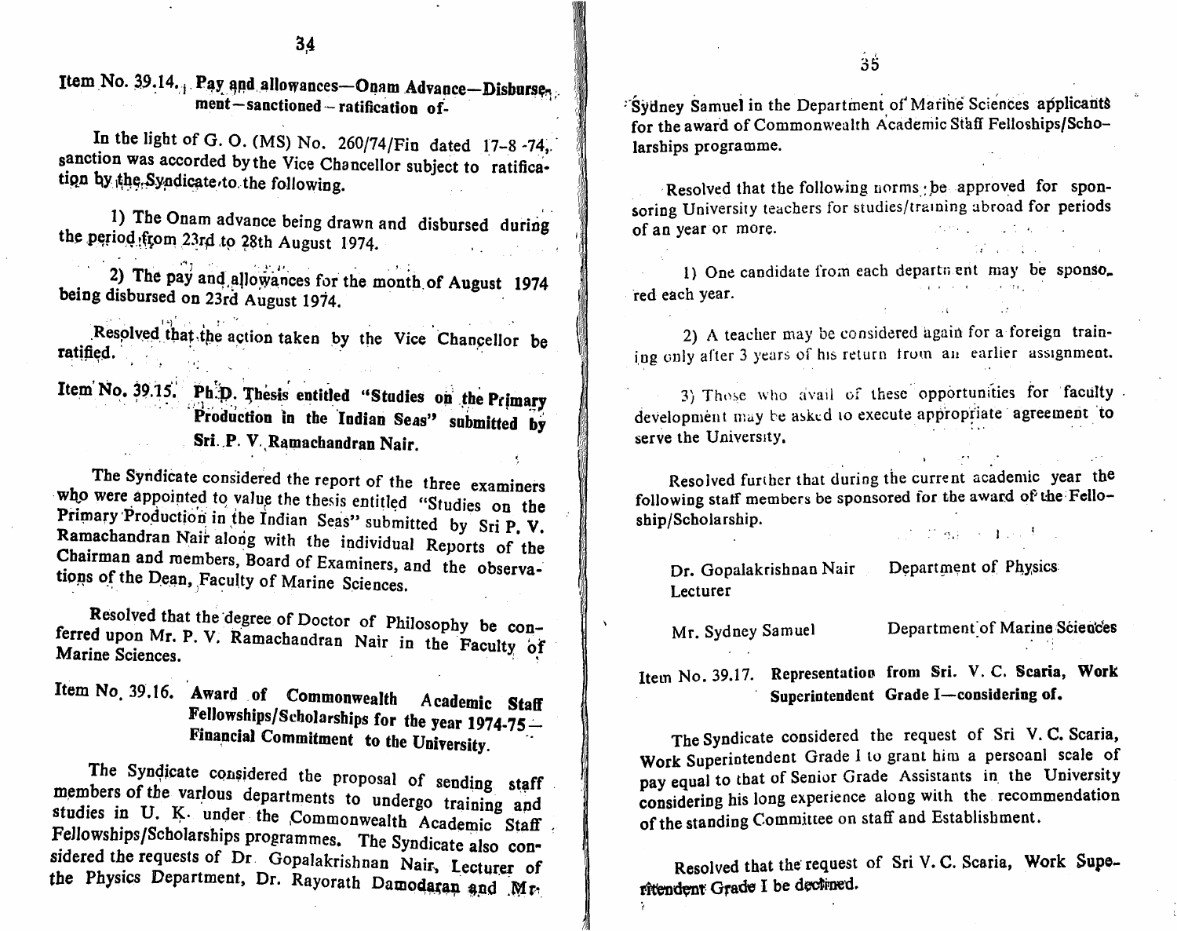**Item No. 39.14. Pay and allowances—Onam Advance—Disbursement—sanctioned—ratification of-**

In the light of G. O. (MS) No. 260/74/Fin dated 17-8-74, sanction was accorded by the Vice Chancellor subject to ratification by the Syndicate to the following.

1) The Onam advance being drawn and disbursed during the period from 23rd to 28th August 1974.

2) The pay and allowances for the month of August 1974 being disbursed on 23rd August 1974.

Resolved that the action taken by the Vice Chancellor be ratified.

**Item No. 39.15. Ph.D. Thesis entitled "Studies on the Primary Production in the Indian Seas" submitted by Sri. P. V. Ramachandran Nair.**

The Syndicate considered the report of the three examiners who were appointed to value the thesis entitled "Studies on the Primary Production in the Indian Seas" submitted by Sri P. V. Ramachandran Nair along with the individual Reports of the Chairman and members, Board of Examiners, and the observations of the Dean, Faculty of Marine Sciences.

Resolved that the degree of Doctor of Philosophy be conferred upon Mr. P. V. Ramachandran Nair in the Faculty of Marine Sciences.

**Item No. 39.16. Award of Commonwealth Academic Staff Fellowships/Scholarships for the year 1974-75—Financial Commitment to the University.**

The Syndicate considered the proposal of sending staff members of the various departments to undergo training and studies in U. K. under the Commonwealth Academic Staff Fellowships/Scholarships programmes. The Syndicate also considered the requests of Dr. Gopalakrishnan Nair, Lecturer of the Physics Department, Dr. Rayorath Damodaran and Mr. Sydney Samuel in the Department of Marine Sciences applicants for the award of Commonwealth Academic Staff Felloships/Scholarships programme.

Resolved that the following norms be approved for sponsoring University teachers for studies/training abroad for periods of an year or more.

1) One candidate from each department may be sponsored each year.

2) A teacher may be considered again for a foreign training only after 3 years of his return from an earlier assignment.

3) Those who avail of these opportunities for faculty development may be asked to execute appropriate agreement to serve the University.

Resolved further that during the current academic year the following staff members be sponsored for the award of the Fellowship/Scholarship.

| | |
|---|---|
| Dr. Gopalakrishnan Nair Lecturer | Department of Physics |
| Mr. Sydney Samuel | Department of Marine Sciences |

**Item No. 39.17. Representation from Sri. V. C. Scaria, Work Superintendent Grade I—considering of.**

The Syndicate considered the request of Sri V. C. Scaria, Work Superintendent Grade I to grant him a persoanl scale of pay equal to that of Senior Grade Assistants in the University considering his long experience along with the recommendation of the standing Committee on staff and Establishment.

Resolved that the request of Sri V. C. Scaria, Work Superintendent Grade I be declined.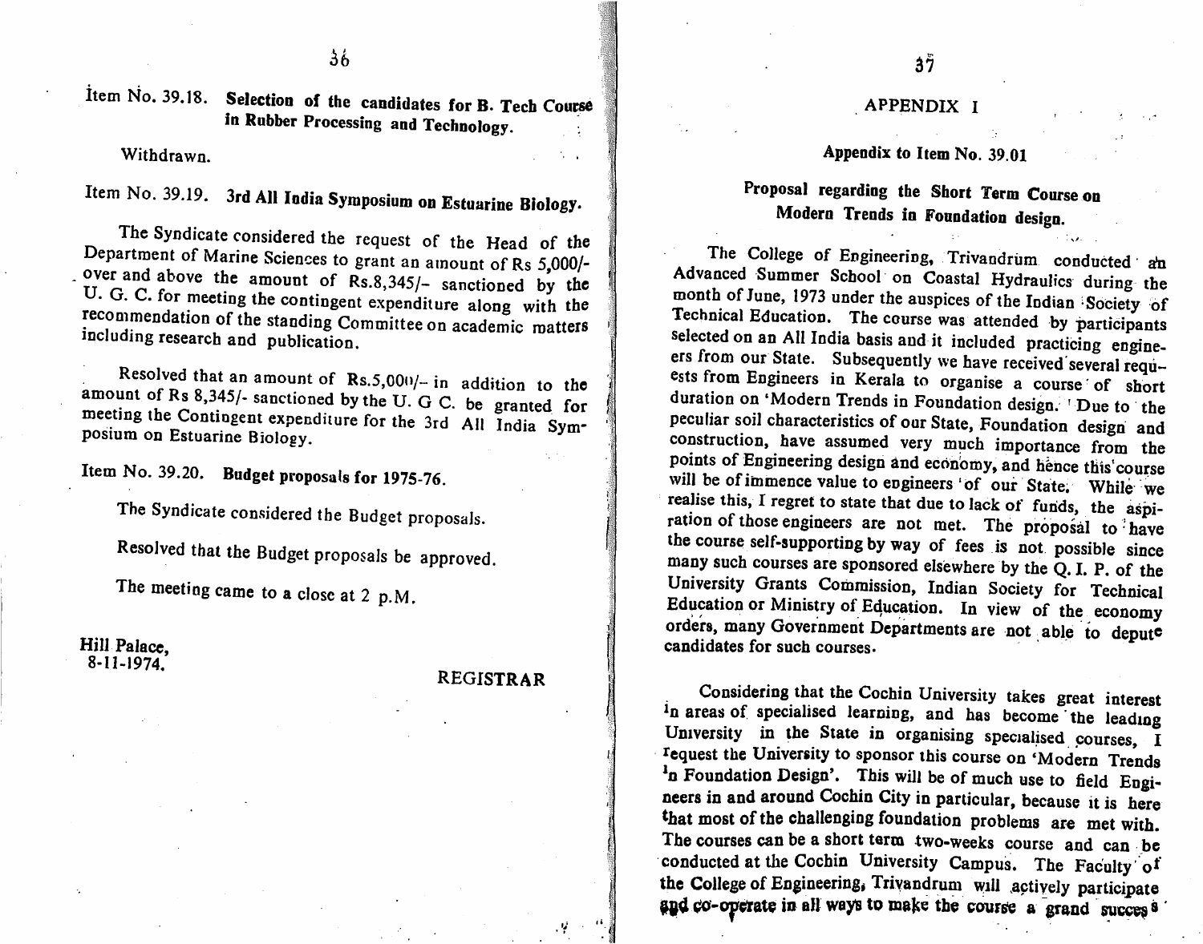Item No. 39.18. **Selection of the candidates for B. Tech Course in Rubber Processing and Technology.**

Withdrawn.

Item No. 39.19. **3rd All India Symposium on Estuarine Biology.**

The Syndicate considered the request of the Head of the Department of Marine Sciences to grant an amount of Rs 5,000/- over and above the amount of Rs.8,345/- sanctioned by the U. G. C. for meeting the contingent expenditure along with the recommendation of the standing Committee on academic matters including research and publication.

Resolved that an amount of Rs.5,000/- in addition to the amount of Rs 8,345/- sanctioned by the U. G C. be granted for meeting the Contingent expenditure for the 3rd All India Symposium on Estuarine Biology.

Item No. 39.20. **Budget proposals for 1975-76.**

The Syndicate considered the Budget proposals.

Resolved that the Budget proposals be approved.

The meeting came to a close at 2 p.M.

Hill Palace,
8-11-1974.

REGISTRAR

## APPENDIX I

### Appendix to Item No. 39.01

### Proposal regarding the Short Term Course on Modern Trends in Foundation design.

The College of Engineering, Trivandrum conducted an Advanced Summer School on Coastal Hydraulics during the month of June, 1973 under the auspices of the Indian Society of Technical Education. The course was attended by participants selected on an All India basis and it included practicing engineers from our State. Subsequently we have received several requests from Engineers in Kerala to organise a course of short duration on 'Modern Trends in Foundation design.' Due to the peculiar soil characteristics of our State, Foundation design and construction, have assumed very much importance from the points of Engineering design and economy, and hence this course will be of immence value to engineers of our State. While we realise this, I regret to state that due to lack of funds, the aspiration of those engineers are not met. The proposal to have the course self-supporting by way of fees is not possible since many such courses are sponsored elsewhere by the Q. I. P. of the University Grants Commission, Indian Society for Technical Education or Ministry of Education. In view of the economy orders, many Government Departments are not able to depute candidates for such courses.

Considering that the Cochin University takes great interest in areas of specialised learning, and has become the leading University in the State in organising specialised courses, I request the University to sponsor this course on 'Modern Trends in Foundation Design'. This will be of much use to field Engineers in and around Cochin City in particular, because it is here that most of the challenging foundation problems are met with. The courses can be a short term two-weeks course and can be conducted at the Cochin University Campus. The Faculty of the College of Engineering, Trivandrum will actively participate and co-operate in all ways to make the course a grand success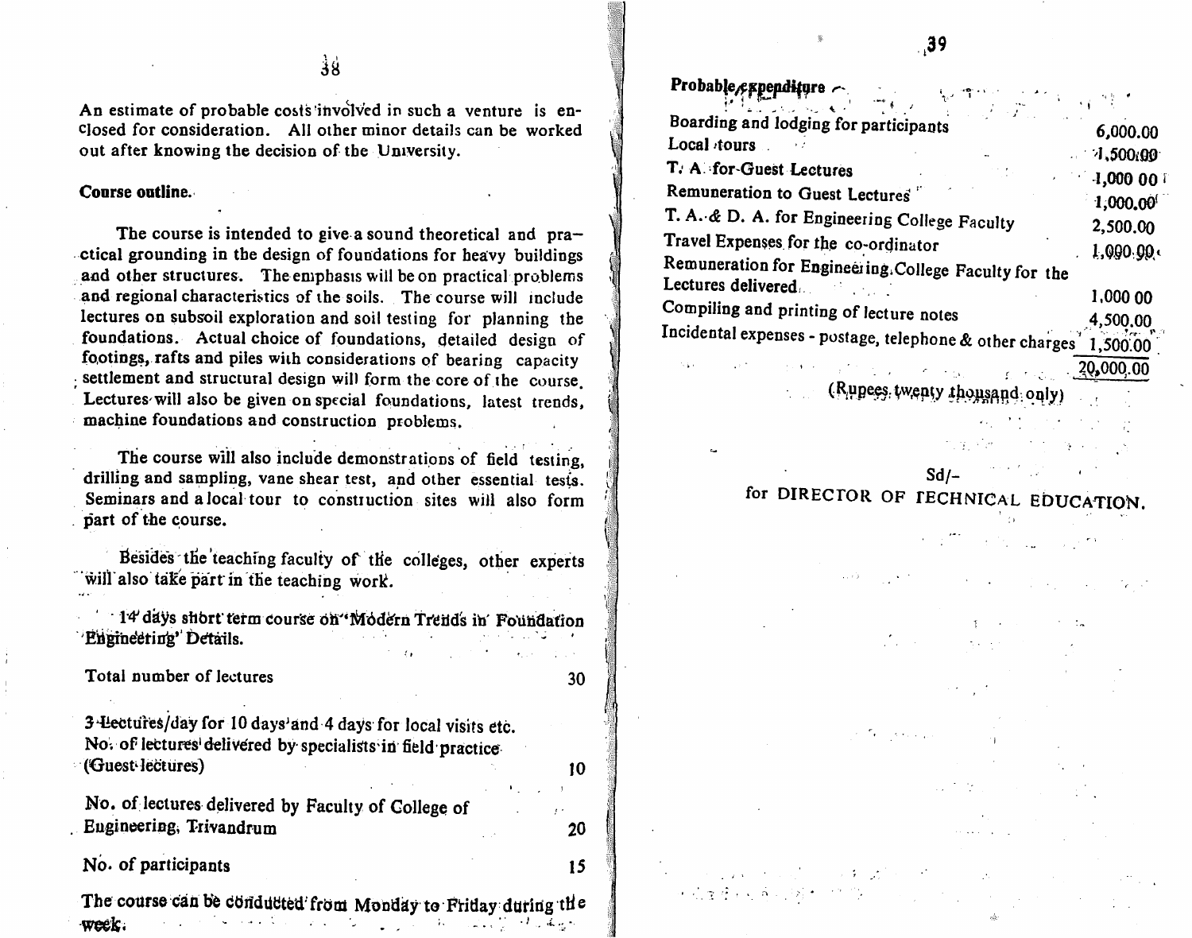An estimate of probable costs involved in such a venture is enclosed for consideration. All other minor details can be worked out after knowing the decision of the University.

**Course outline.**

The course is intended to give a sound theoretical and practical grounding in the design of foundations for heavy buildings and other structures. The emphasis will be on practical problems and regional characteristics of the soils. The course will include lectures on subsoil exploration and soil testing for planning the foundations. Actual choice of foundations, detailed design of footings, rafts and piles with considerations of bearing capacity settlement and structural design will form the core of the course. Lectures will also be given on special foundations, latest trends, machine foundations and construction problems.

The course will also include demonstrations of field testing, drilling and sampling, vane shear test, and other essential tests. Seminars and a local tour to construction sites will also form part of the course.

Besides the teaching faculty of the colleges, other experts will also take part in the teaching work.

14 days short term course on "Modern Trends in Foundation Engineering" Details.

| | |
|---|---|
| Total number of lectures | 30 |
| 3 Lectures/day for 10 days and 4 days for local visits etc. No. of lectures delivered by specialists in field practice (Guest lectures) | 10 |
| No. of lectures delivered by Faculty of College of Engineering, Trivandrum | 20 |
| No. of participants | 15 |

The course can be conducted from Monday to Friday during the week.

**Probable expenditure**

| | |
|---|---|
| Boarding and lodging for participants | 6,000.00 |
| Local tours | 1,500.00 |
| T. A. for Guest Lectures | 1,000 00 |
| Remuneration to Guest Lectures | 1,000.00 |
| T. A. & D. A. for Engineering College Faculty | 2,500.00 |
| Travel Expenses for the co-ordinator | 1,000.00 |
| Remuneration for Engineering College Faculty for the Lectures delivered | 1,000 00 |
| Compiling and printing of lecture notes | 4,500.00 |
| Incidental expenses - postage, telephone & other charges | 1,500.00 |
| | 20,000.00 |

(Rupees twenty thousand only)

Sd/-

for DIRECTOR OF TECHNICAL EDUCATION.